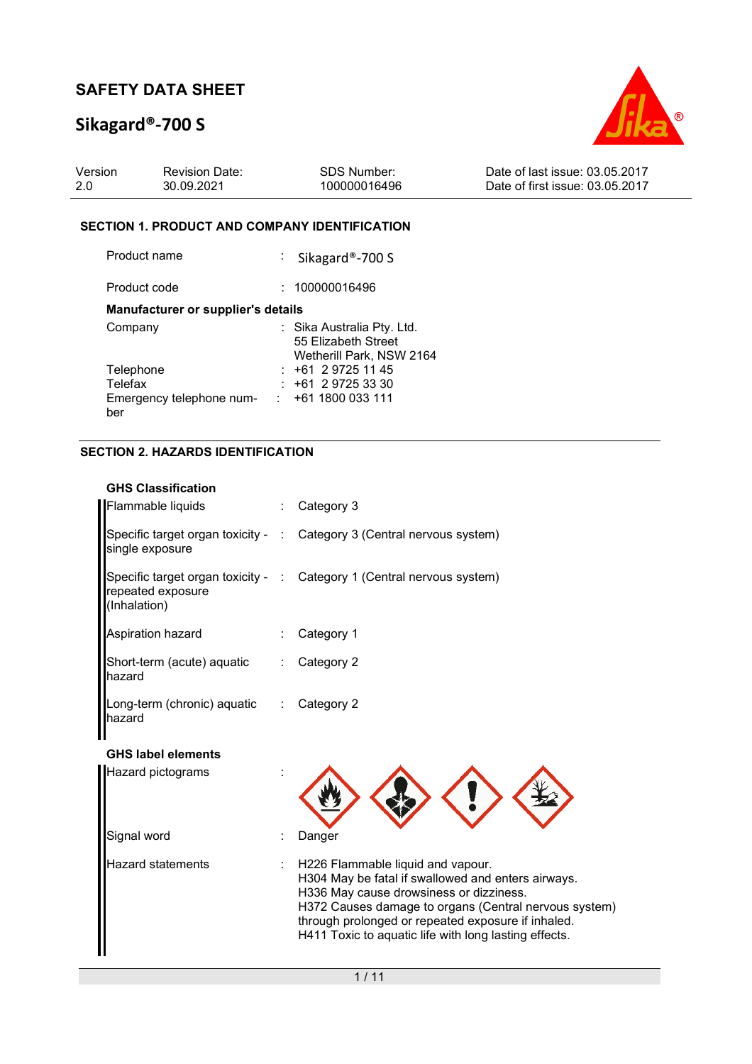# SAFETY DATA SHEET

## Sikagard®-700 S

| Version | Revision Date: | SDS Number: | Date of last issue: 03.05.2017 |
|---|---|---|---|
| 2.0 | 30.09.2021 | 100000016496 | Date of first issue: 03.05.2017 |

### SECTION 1. PRODUCT AND COMPANY IDENTIFICATION

| | | |
|---|---|---|
| Product name | : | Sikagard®-700 S |
| Product code | : | 100000016496 |

**Manufacturer or supplier's details**

| | | |
|---|---|---|
| Company | : | Sika Australia Pty. Ltd.<br>55 Elizabeth Street<br>Wetherill Park, NSW 2164 |
| Telephone | : | +61 2 9725 11 45 |
| Telefax | : | +61 2 9725 33 30 |
| Emergency telephone number | : | +61 1800 033 111 |

### SECTION 2. HAZARDS IDENTIFICATION

**GHS Classification**

| | | |
|---|---|---|
| Flammable liquids | : | Category 3 |
| Specific target organ toxicity - single exposure | : | Category 3 (Central nervous system) |
| Specific target organ toxicity - repeated exposure (Inhalation) | : | Category 1 (Central nervous system) |
| Aspiration hazard | : | Category 1 |
| Short-term (acute) aquatic hazard | : | Category 2 |
| Long-term (chronic) aquatic hazard | : | Category 2 |

**GHS label elements**

| | | |
|---|---|---|
| Hazard pictograms | : | |
| Signal word | : | Danger |
| Hazard statements | : | H226 Flammable liquid and vapour.<br>H304 May be fatal if swallowed and enters airways.<br>H336 May cause drowsiness or dizziness.<br>H372 Causes damage to organs (Central nervous system) through prolonged or repeated exposure if inhaled.<br>H411 Toxic to aquatic life with long lasting effects. |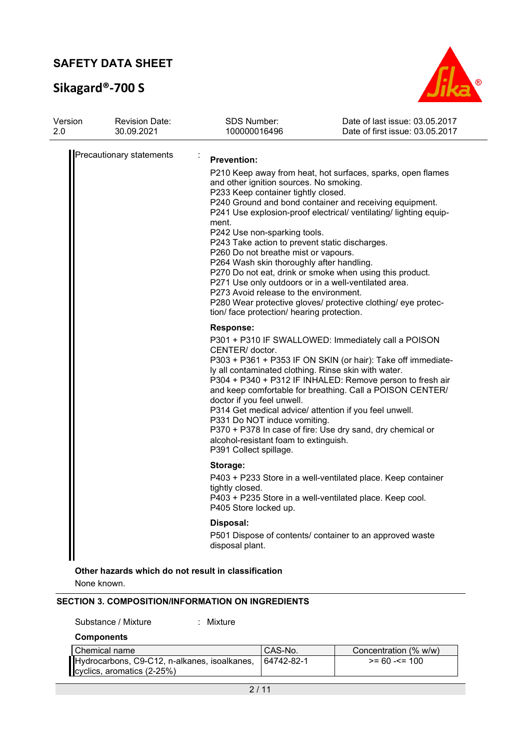Precautionary statements :

**Prevention:**

P210 Keep away from heat, hot surfaces, sparks, open flames and other ignition sources. No smoking.
P233 Keep container tightly closed.
P240 Ground and bond container and receiving equipment.
P241 Use explosion-proof electrical/ ventilating/ lighting equipment.
P242 Use non-sparking tools.
P243 Take action to prevent static discharges.
P260 Do not breathe mist or vapours.
P264 Wash skin thoroughly after handling.
P270 Do not eat, drink or smoke when using this product.
P271 Use only outdoors or in a well-ventilated area.
P273 Avoid release to the environment.
P280 Wear protective gloves/ protective clothing/ eye protection/ face protection/ hearing protection.

**Response:**

P301 + P310 IF SWALLOWED: Immediately call a POISON CENTER/ doctor.
P303 + P361 + P353 IF ON SKIN (or hair): Take off immediately all contaminated clothing. Rinse skin with water.
P304 + P340 + P312 IF INHALED: Remove person to fresh air and keep comfortable for breathing. Call a POISON CENTER/ doctor if you feel unwell.
P314 Get medical advice/ attention if you feel unwell.
P331 Do NOT induce vomiting.
P370 + P378 In case of fire: Use dry sand, dry chemical or alcohol-resistant foam to extinguish.
P391 Collect spillage.

**Storage:**

P403 + P233 Store in a well-ventilated place. Keep container tightly closed.
P403 + P235 Store in a well-ventilated place. Keep cool.
P405 Store locked up.

**Disposal:**

P501 Dispose of contents/ container to an approved waste disposal plant.

**Other hazards which do not result in classification**

None known.

## SECTION 3. COMPOSITION/INFORMATION ON INGREDIENTS

Substance / Mixture : Mixture

**Components**

| Chemical name | CAS-No. | Concentration (% w/w) |
|---|---|---|
| Hydrocarbons, C9-C12, n-alkanes, isoalkanes, cyclics, aromatics (2-25%) | 64742-82-1 | >= 60 -<= 100 |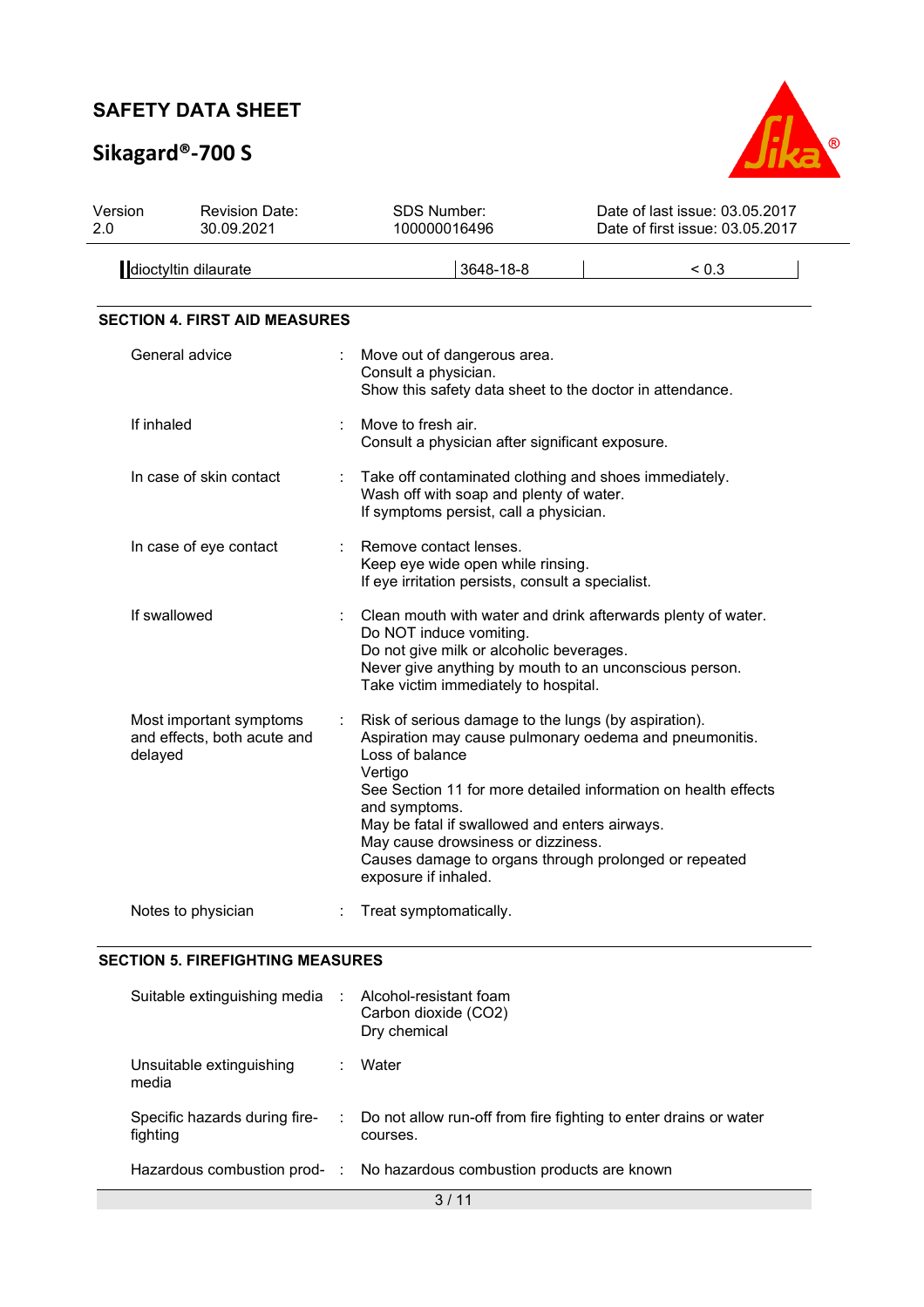| dioctyltin dilaurate | 3648-18-8 | < 0.3 |
|---|---|---|

## SECTION 4. FIRST AID MEASURES

| | | |
|---|---|---|
| General advice | : | Move out of dangerous area.<br>Consult a physician.<br>Show this safety data sheet to the doctor in attendance. |
| If inhaled | : | Move to fresh air.<br>Consult a physician after significant exposure. |
| In case of skin contact | : | Take off contaminated clothing and shoes immediately.<br>Wash off with soap and plenty of water.<br>If symptoms persist, call a physician. |
| In case of eye contact | : | Remove contact lenses.<br>Keep eye wide open while rinsing.<br>If eye irritation persists, consult a specialist. |
| If swallowed | : | Clean mouth with water and drink afterwards plenty of water.<br>Do NOT induce vomiting.<br>Do not give milk or alcoholic beverages.<br>Never give anything by mouth to an unconscious person.<br>Take victim immediately to hospital. |
| Most important symptoms and effects, both acute and delayed | : | Risk of serious damage to the lungs (by aspiration).<br>Aspiration may cause pulmonary oedema and pneumonitis.<br>Loss of balance<br>Vertigo<br>See Section 11 for more detailed information on health effects and symptoms.<br>May be fatal if swallowed and enters airways.<br>May cause drowsiness or dizziness.<br>Causes damage to organs through prolonged or repeated exposure if inhaled. |
| Notes to physician | : | Treat symptomatically. |

## SECTION 5. FIREFIGHTING MEASURES

| | | |
|---|---|---|
| Suitable extinguishing media | : | Alcohol-resistant foam<br>Carbon dioxide ($CO_2$)<br>Dry chemical |
| Unsuitable extinguishing media | : | Water |
| Specific hazards during fire-fighting | : | Do not allow run-off from fire fighting to enter drains or water courses. |
| Hazardous combustion prod- | : | No hazardous combustion products are known |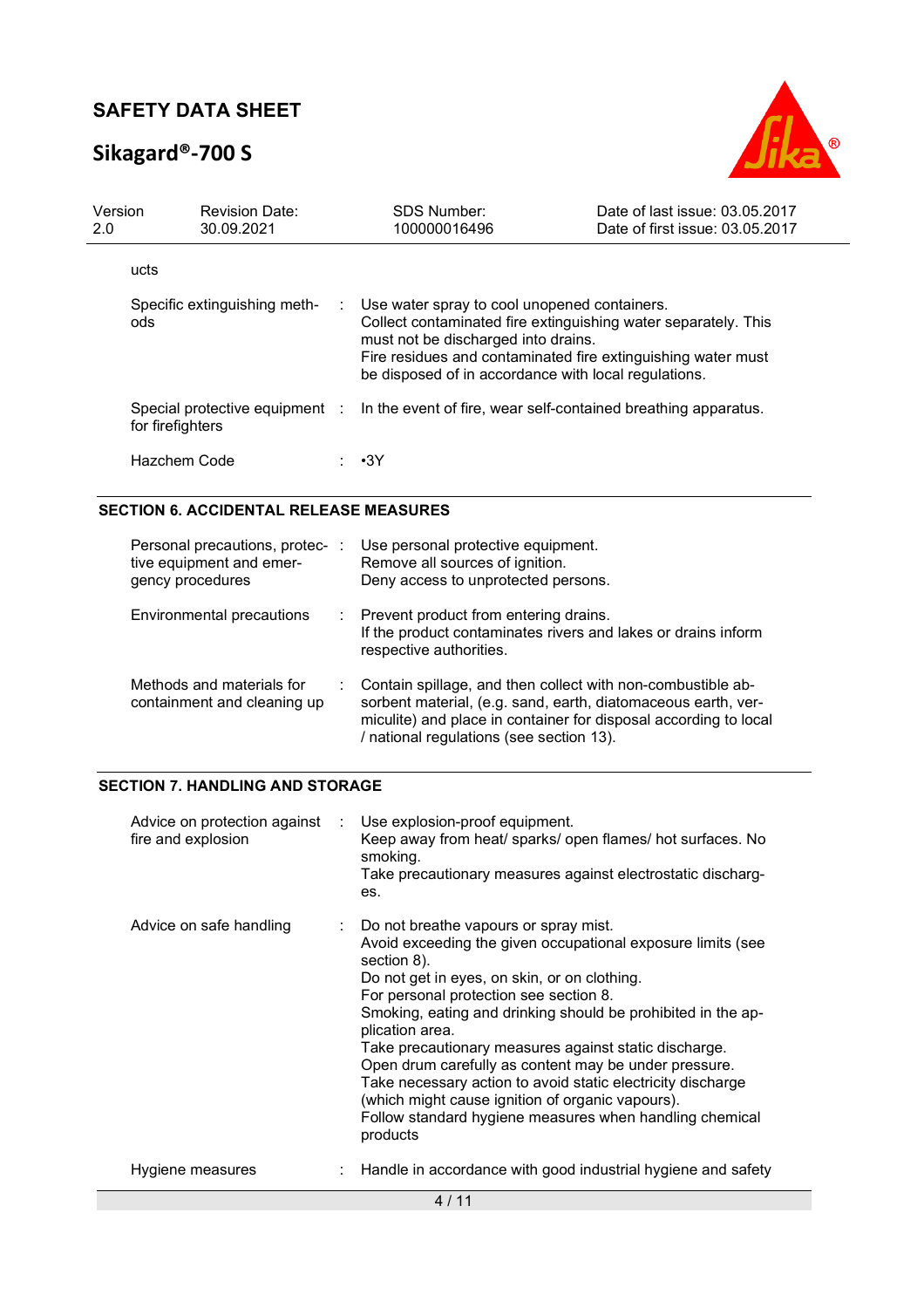ucts

| | |
|---|---|
| Specific extinguishing methods | Use water spray to cool unopened containers.<br>Collect contaminated fire extinguishing water separately. This must not be discharged into drains.<br>Fire residues and contaminated fire extinguishing water must be disposed of in accordance with local regulations. |
| Special protective equipment for firefighters | In the event of fire, wear self-contained breathing apparatus. |
| Hazchem Code | •3Y |

## SECTION 6. ACCIDENTAL RELEASE MEASURES

| | |
|---|---|
| Personal precautions, protective equipment and emergency procedures | Use personal protective equipment.<br>Remove all sources of ignition.<br>Deny access to unprotected persons. |
| Environmental precautions | Prevent product from entering drains.<br>If the product contaminates rivers and lakes or drains inform respective authorities. |
| Methods and materials for containment and cleaning up | Contain spillage, and then collect with non-combustible absorbent material, (e.g. sand, earth, diatomaceous earth, vermiculite) and place in container for disposal according to local / national regulations (see section 13). |

## SECTION 7. HANDLING AND STORAGE

| | |
|---|---|
| Advice on protection against fire and explosion | Use explosion-proof equipment.<br>Keep away from heat/ sparks/ open flames/ hot surfaces. No smoking.<br>Take precautionary measures against electrostatic discharges. |
| Advice on safe handling | Do not breathe vapours or spray mist.<br>Avoid exceeding the given occupational exposure limits (see section 8).<br>Do not get in eyes, on skin, or on clothing.<br>For personal protection see section 8.<br>Smoking, eating and drinking should be prohibited in the application area.<br>Take precautionary measures against static discharge.<br>Open drum carefully as content may be under pressure.<br>Take necessary action to avoid static electricity discharge (which might cause ignition of organic vapours).<br>Follow standard hygiene measures when handling chemical products |
| Hygiene measures | Handle in accordance with good industrial hygiene and safety |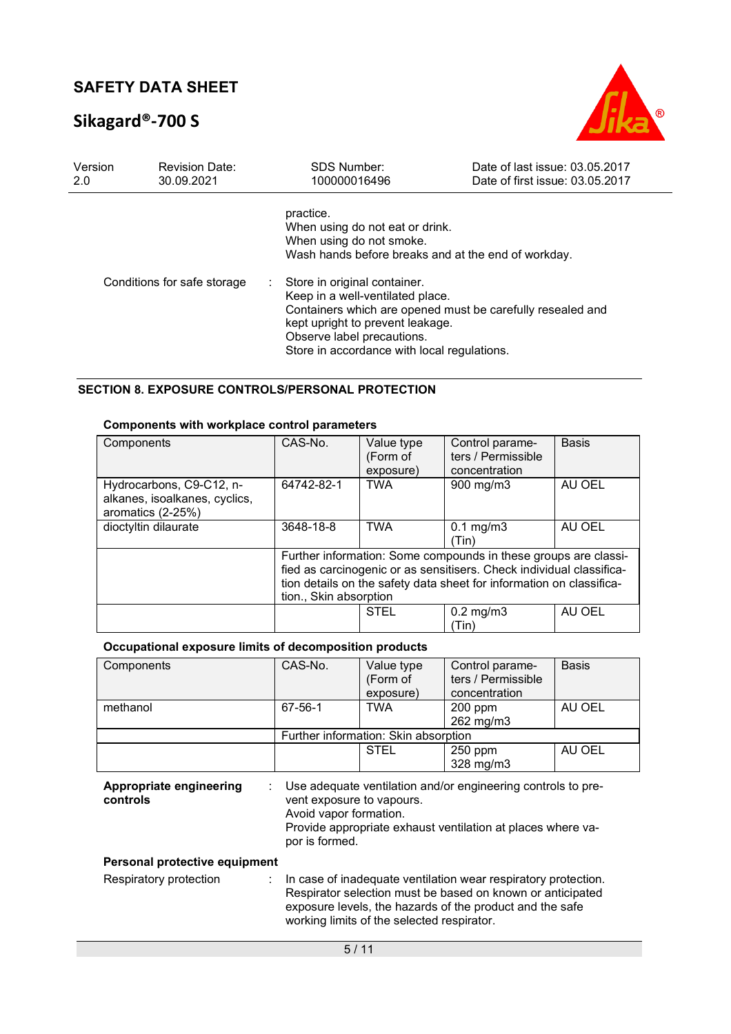practice.
When using do not eat or drink.
When using do not smoke.
Wash hands before breaks and at the end of workday.

Conditions for safe storage : Store in original container.
Keep in a well-ventilated place.
Containers which are opened must be carefully resealed and kept upright to prevent leakage.
Observe label precautions.
Store in accordance with local regulations.

## SECTION 8. EXPOSURE CONTROLS/PERSONAL PROTECTION

### Components with workplace control parameters

| Components | CAS-No. | Value type (Form of exposure) | Control parameters / Permissible concentration | Basis |
|---|---|---|---|---|
| Hydrocarbons, C9-C12, n-alkanes, isoalkanes, cyclics, aromatics (2-25%) | 64742-82-1 | TWA | 900 mg/m3 | AU OEL |
| dioctyltin dilaurate | 3648-18-8 | TWA | 0.1 mg/m3 (Tin) | AU OEL |
| | Further information: Some compounds in these groups are classified as carcinogenic or as sensitisers. Check individual classification details on the safety data sheet for information on classification., Skin absorption | | | |
| | | STEL | 0.2 mg/m3 (Tin) | AU OEL |

### Occupational exposure limits of decomposition products

| Components | CAS-No. | Value type (Form of exposure) | Control parameters / Permissible concentration | Basis |
|---|---|---|---|---|
| methanol | 67-56-1 | TWA | 200 ppm 262 mg/m3 | AU OEL |
| | Further information: Skin absorption | | | |
| | | STEL | 250 ppm 328 mg/m3 | AU OEL |

**Appropriate engineering controls** : Use adequate ventilation and/or engineering controls to prevent exposure to vapours.
Avoid vapor formation.
Provide appropriate exhaust ventilation at places where vapor is formed.

**Personal protective equipment**

Respiratory protection : In case of inadequate ventilation wear respiratory protection.
Respirator selection must be based on known or anticipated exposure levels, the hazards of the product and the safe working limits of the selected respirator.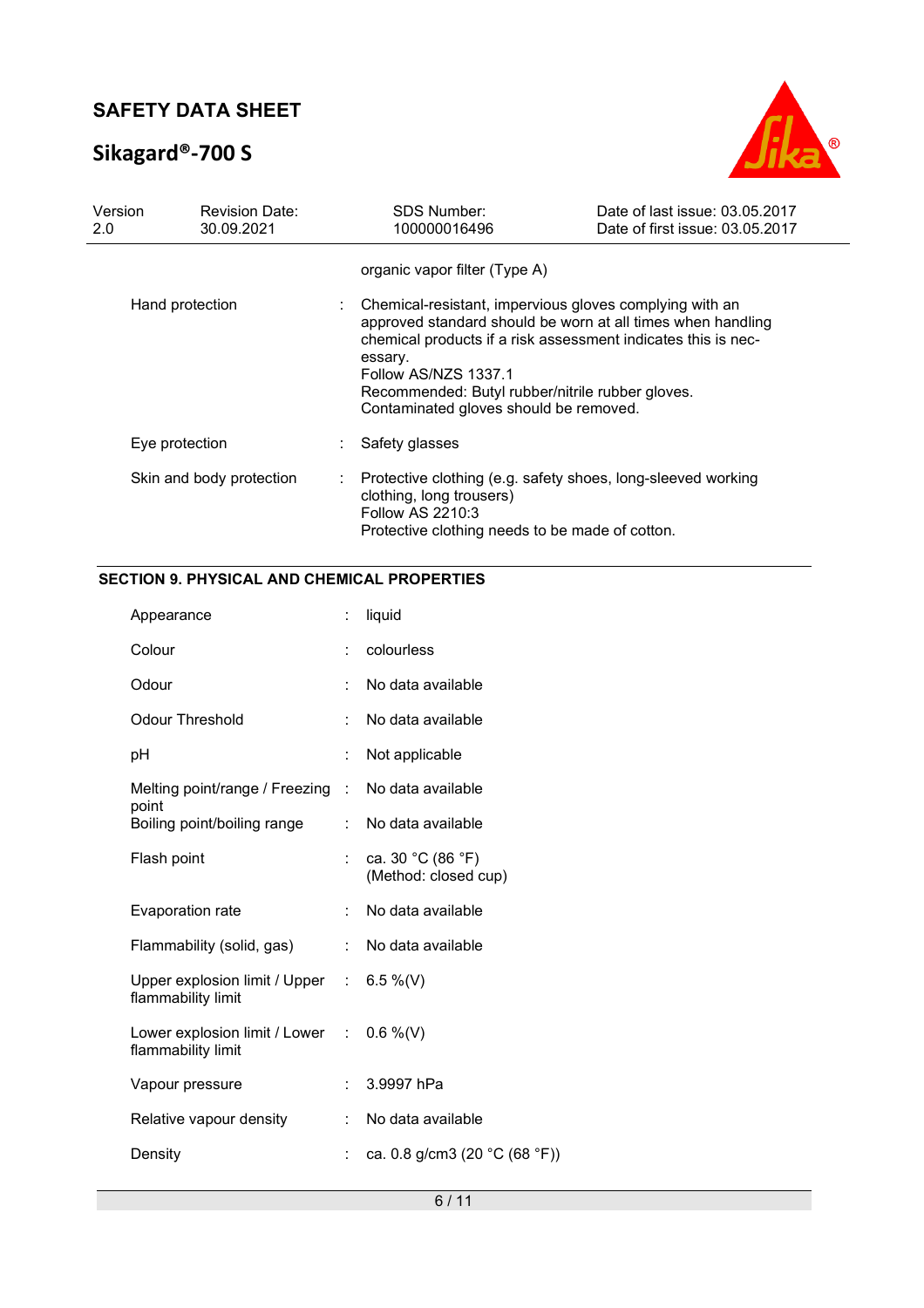| | | |
|---|---|---|
| | | organic vapor filter (Type A) |
| Hand protection | : | Chemical-resistant, impervious gloves complying with an approved standard should be worn at all times when handling chemical products if a risk assessment indicates this is necessary.<br>Follow AS/NZS 1337.1<br>Recommended: Butyl rubber/nitrile rubber gloves.<br>Contaminated gloves should be removed. |
| Eye protection | : | Safety glasses |
| Skin and body protection | : | Protective clothing (e.g. safety shoes, long-sleeved working clothing, long trousers)<br>Follow AS 2210:3<br>Protective clothing needs to be made of cotton. |

## SECTION 9. PHYSICAL AND CHEMICAL PROPERTIES

| | | |
|---|---|---|
| Appearance | : | liquid |
| Colour | : | colourless |
| Odour | : | No data available |
| Odour Threshold | : | No data available |
| pH | : | Not applicable |
| Melting point/range / Freezing point | : | No data available |
| Boiling point/boiling range | : | No data available |
| Flash point | : | ca. 30 °C (86 °F)<br>(Method: closed cup) |
| Evaporation rate | : | No data available |
| Flammability (solid, gas) | : | No data available |
| Upper explosion limit / Upper flammability limit | : | 6.5 %(V) |
| Lower explosion limit / Lower flammability limit | : | 0.6 %(V) |
| Vapour pressure | : | 3.9997 hPa |
| Relative vapour density | : | No data available |
| Density | : | ca. 0.8 g/cm3 (20 °C (68 °F)) |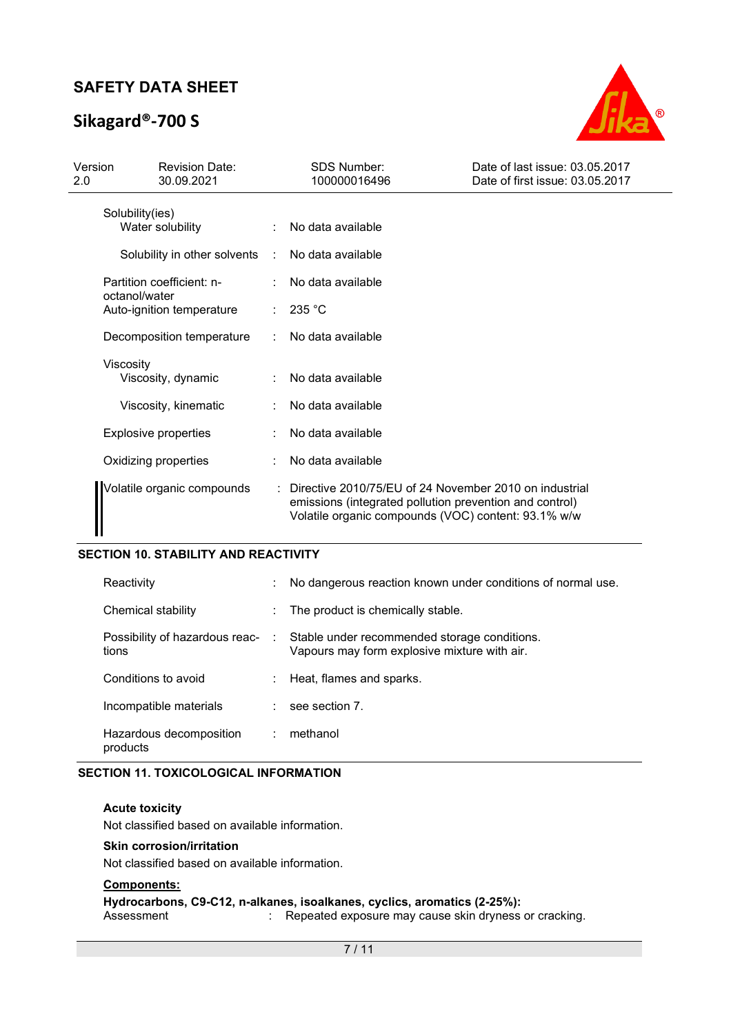| | | |
|---|---|---|
| Solubility(ies) | | |
| Water solubility | : | No data available |
| Solubility in other solvents | : | No data available |
| Partition coefficient: n-octanol/water | : | No data available |
| Auto-ignition temperature | : | 235 °C |
| Decomposition temperature | : | No data available |
| Viscosity | | |
| Viscosity, dynamic | : | No data available |
| Viscosity, kinematic | : | No data available |
| Explosive properties | : | No data available |
| Oxidizing properties | : | No data available |
| Volatile organic compounds | : | Directive 2010/75/EU of 24 November 2010 on industrial emissions (integrated pollution prevention and control)<br>Volatile organic compounds (VOC) content: 93.1% w/w |

## SECTION 10. STABILITY AND REACTIVITY

| | | |
|---|---|---|
| Reactivity | : | No dangerous reaction known under conditions of normal use. |
| Chemical stability | : | The product is chemically stable. |
| Possibility of hazardous reactions | : | Stable under recommended storage conditions.<br>Vapours may form explosive mixture with air. |
| Conditions to avoid | : | Heat, flames and sparks. |
| Incompatible materials | : | see section 7. |
| Hazardous decomposition products | : | methanol |

## SECTION 11. TOXICOLOGICAL INFORMATION

**Acute toxicity**

Not classified based on available information.

**Skin corrosion/irritation**

Not classified based on available information.

**Components:**

**Hydrocarbons, C9-C12, n-alkanes, isoalkanes, cyclics, aromatics (2-25%):**

Assessment : Repeated exposure may cause skin dryness or cracking.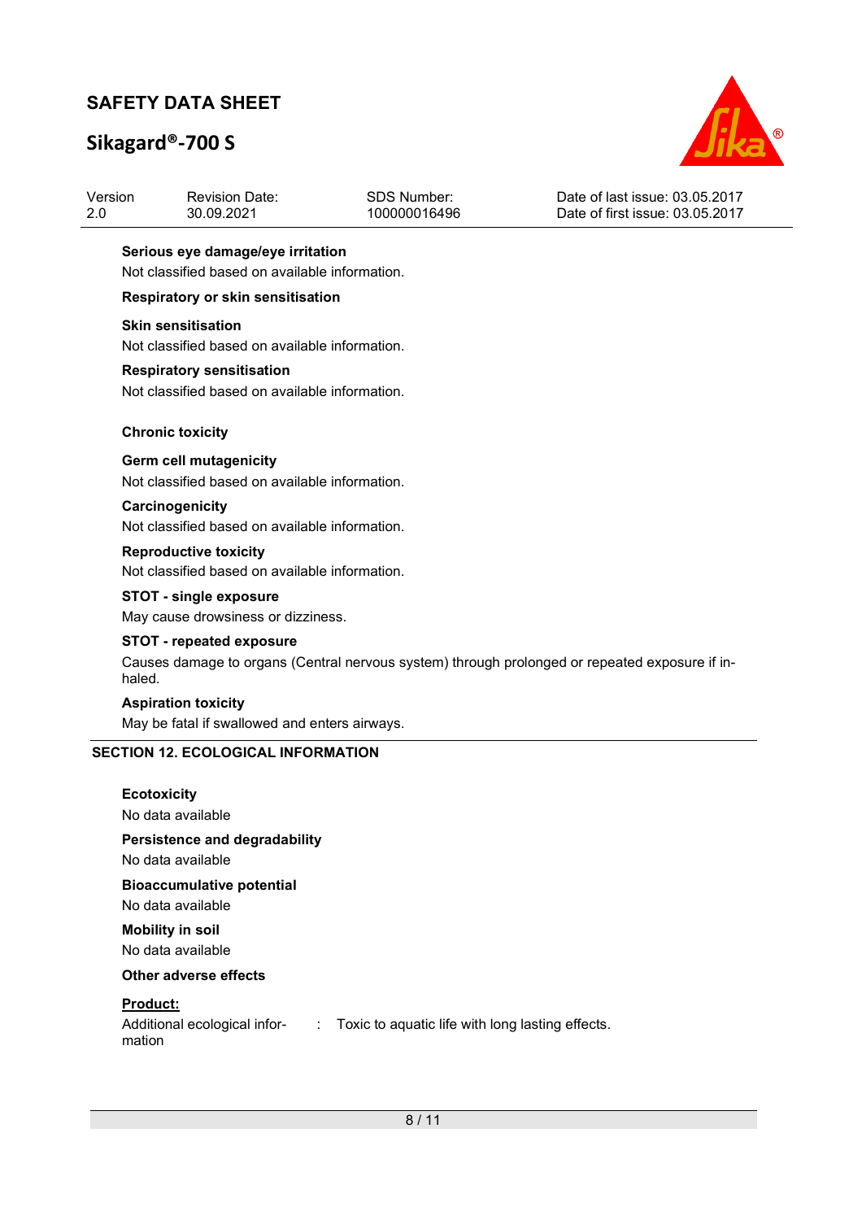**Serious eye damage/eye irritation**

Not classified based on available information.

**Respiratory or skin sensitisation**

**Skin sensitisation**

Not classified based on available information.

**Respiratory sensitisation**

Not classified based on available information.

**Chronic toxicity**

**Germ cell mutagenicity**

Not classified based on available information.

**Carcinogenicity**

Not classified based on available information.

**Reproductive toxicity**

Not classified based on available information.

**STOT - single exposure**

May cause drowsiness or dizziness.

**STOT - repeated exposure**

Causes damage to organs (Central nervous system) through prolonged or repeated exposure if inhaled.

**Aspiration toxicity**

May be fatal if swallowed and enters airways.

## SECTION 12. ECOLOGICAL INFORMATION

**Ecotoxicity**

No data available

**Persistence and degradability**

No data available

**Bioaccumulative potential**

No data available

**Mobility in soil**

No data available

**Other adverse effects**

**Product:**

Additional ecological information : Toxic to aquatic life with long lasting effects.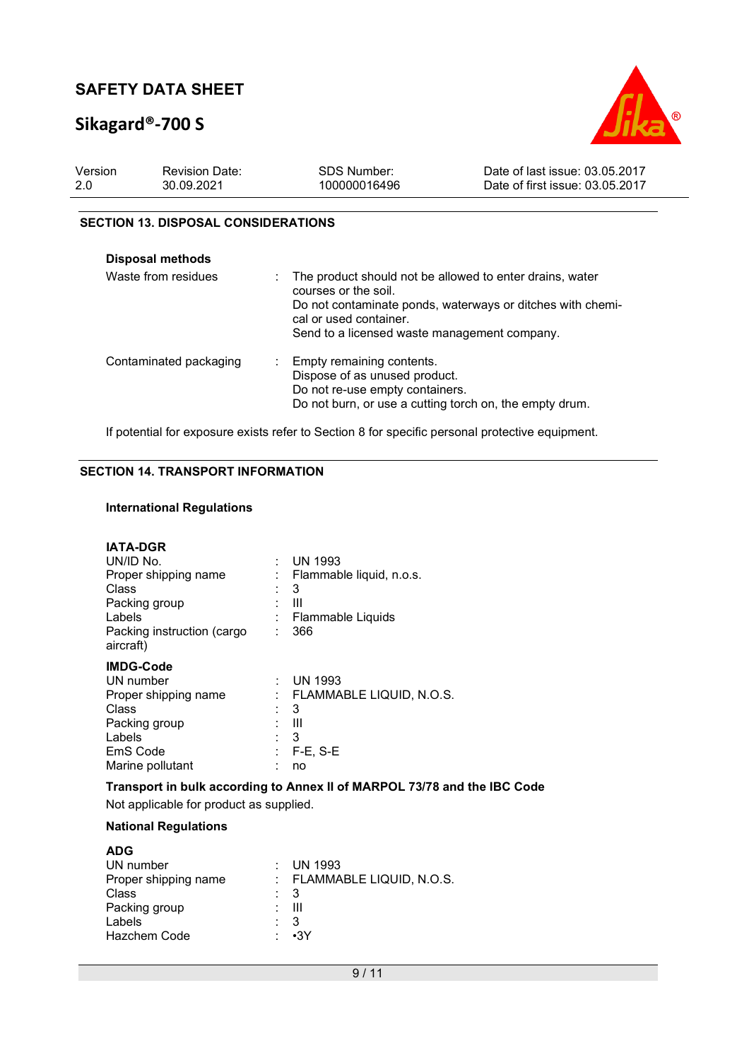## SECTION 13. DISPOSAL CONSIDERATIONS

**Disposal methods**

| | | |
|---|---|---|
| Waste from residues | : | The product should not be allowed to enter drains, water courses or the soil.<br>Do not contaminate ponds, waterways or ditches with chemical or used container.<br>Send to a licensed waste management company. |
| Contaminated packaging | : | Empty remaining contents.<br>Dispose of as unused product.<br>Do not re-use empty containers.<br>Do not burn, or use a cutting torch on, the empty drum. |

If potential for exposure exists refer to Section 8 for specific personal protective equipment.

## SECTION 14. TRANSPORT INFORMATION

**International Regulations**

**IATA-DGR**

| | | |
|---|---|---|
| UN/ID No. | : | UN 1993 |
| Proper shipping name | : | Flammable liquid, n.o.s. |
| Class | : | 3 |
| Packing group | : | III |
| Labels | : | Flammable Liquids |
| Packing instruction (cargo aircraft) | : | 366 |

**IMDG-Code**

| | | |
|---|---|---|
| UN number | : | UN 1993 |
| Proper shipping name | : | FLAMMABLE LIQUID, N.O.S. |
| Class | : | 3 |
| Packing group | : | III |
| Labels | : | 3 |
| EmS Code | : | F-E, S-E |
| Marine pollutant | : | no |

**Transport in bulk according to Annex II of MARPOL 73/78 and the IBC Code**

Not applicable for product as supplied.

**National Regulations**

**ADG**

| | | |
|---|---|---|
| UN number | : | UN 1993 |
| Proper shipping name | : | FLAMMABLE LIQUID, N.O.S. |
| Class | : | 3 |
| Packing group | : | III |
| Labels | : | 3 |
| Hazchem Code | : | •3Y |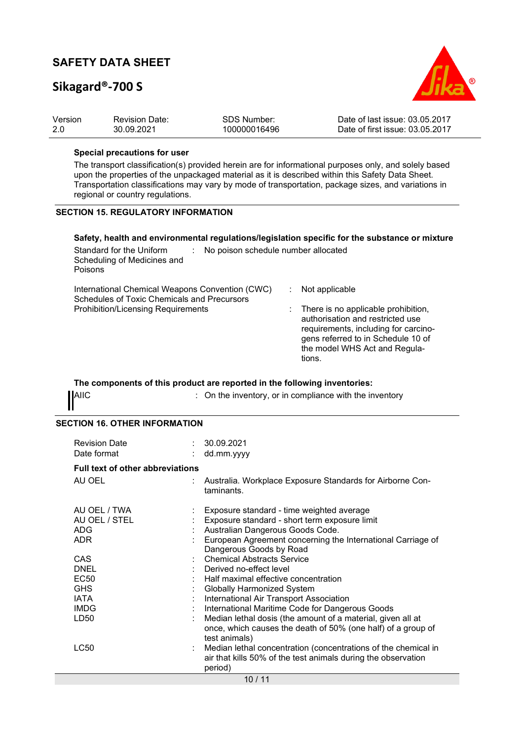**Special precautions for user**

The transport classification(s) provided herein are for informational purposes only, and solely based upon the properties of the unpackaged material as it is described within this Safety Data Sheet. Transportation classifications may vary by mode of transportation, package sizes, and variations in regional or country regulations.

## SECTION 15. REGULATORY INFORMATION

**Safety, health and environmental regulations/legislation specific for the substance or mixture**

| | | |
|---|---|---|
| Standard for the Uniform Scheduling of Medicines and Poisons | : | No poison schedule number allocated |
| International Chemical Weapons Convention (CWC) Schedules of Toxic Chemicals and Precursors | : | Not applicable |
| Prohibition/Licensing Requirements | : | There is no applicable prohibition, authorisation and restricted use requirements, including for carcinogens referred to in Schedule 10 of the model WHS Act and Regulations. |

**The components of this product are reported in the following inventories:**

| | | |
|---|---|---|
| AIIC | : | On the inventory, or in compliance with the inventory |

## SECTION 16. OTHER INFORMATION

| | | |
|---|---|---|
| Revision Date | : | 30.09.2021 |
| Date format | : | dd.mm.yyyy |

**Full text of other abbreviations**

| | | |
|---|---|---|
| AU OEL | : | Australia. Workplace Exposure Standards for Airborne Contaminants. |
| AU OEL / TWA | : | Exposure standard - time weighted average |
| AU OEL / STEL | : | Exposure standard - short term exposure limit |
| ADG | : | Australian Dangerous Goods Code. |
| ADR | : | European Agreement concerning the International Carriage of Dangerous Goods by Road |
| CAS | : | Chemical Abstracts Service |
| DNEL | : | Derived no-effect level |
| EC50 | : | Half maximal effective concentration |
| GHS | : | Globally Harmonized System |
| IATA | : | International Air Transport Association |
| IMDG | : | International Maritime Code for Dangerous Goods |
| LD50 | : | Median lethal dosis (the amount of a material, given all at once, which causes the death of 50% (one half) of a group of test animals) |
| LC50 | : | Median lethal concentration (concentrations of the chemical in air that kills 50% of the test animals during the observation period) |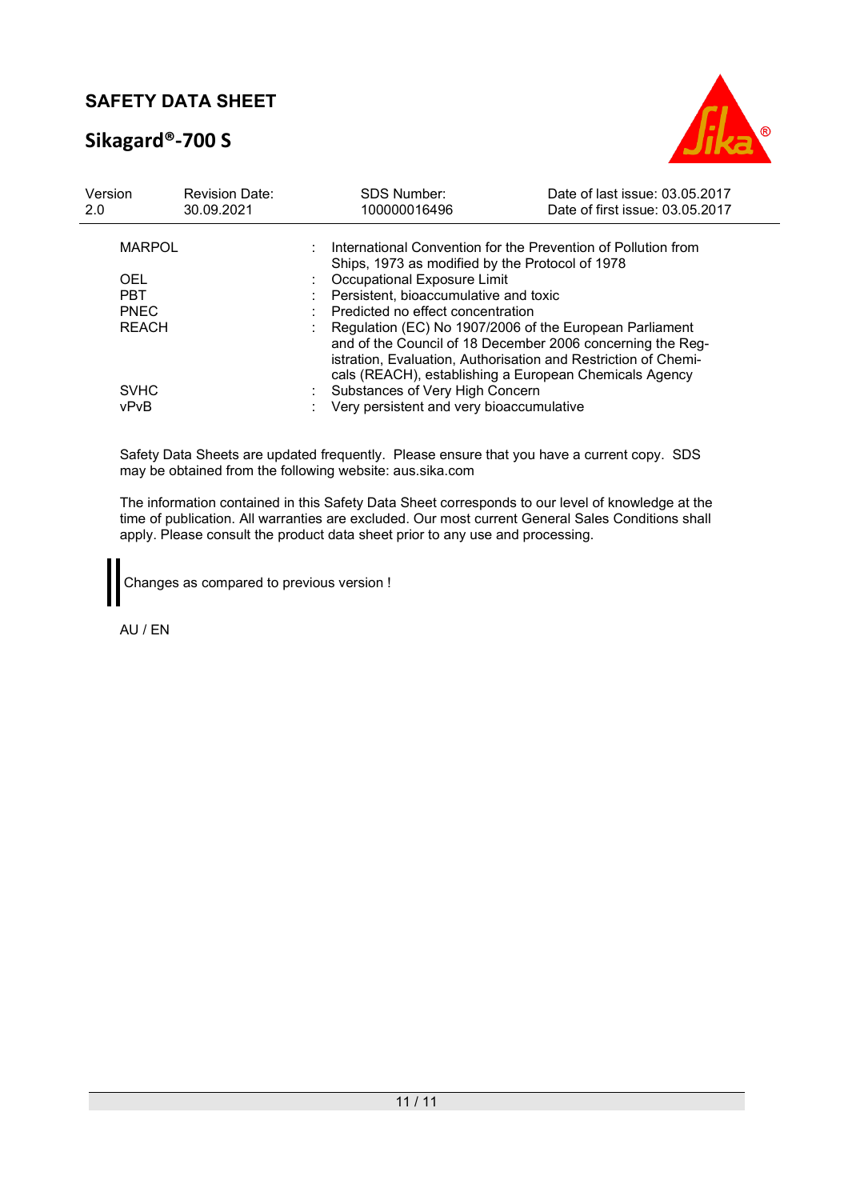| | | |
|---|---|---|
| MARPOL | : | International Convention for the Prevention of Pollution from Ships, 1973 as modified by the Protocol of 1978 |
| OEL | : | Occupational Exposure Limit |
| PBT | : | Persistent, bioaccumulative and toxic |
| PNEC | : | Predicted no effect concentration |
| REACH | : | Regulation (EC) No 1907/2006 of the European Parliament and of the Council of 18 December 2006 concerning the Registration, Evaluation, Authorisation and Restriction of Chemicals (REACH), establishing a European Chemicals Agency |
| SVHC | : | Substances of Very High Concern |
| vPvB | : | Very persistent and very bioaccumulative |

Safety Data Sheets are updated frequently. Please ensure that you have a current copy. SDS may be obtained from the following website: aus.sika.com

The information contained in this Safety Data Sheet corresponds to our level of knowledge at the time of publication. All warranties are excluded. Our most current General Sales Conditions shall apply. Please consult the product data sheet prior to any use and processing.

Changes as compared to previous version !

AU / EN